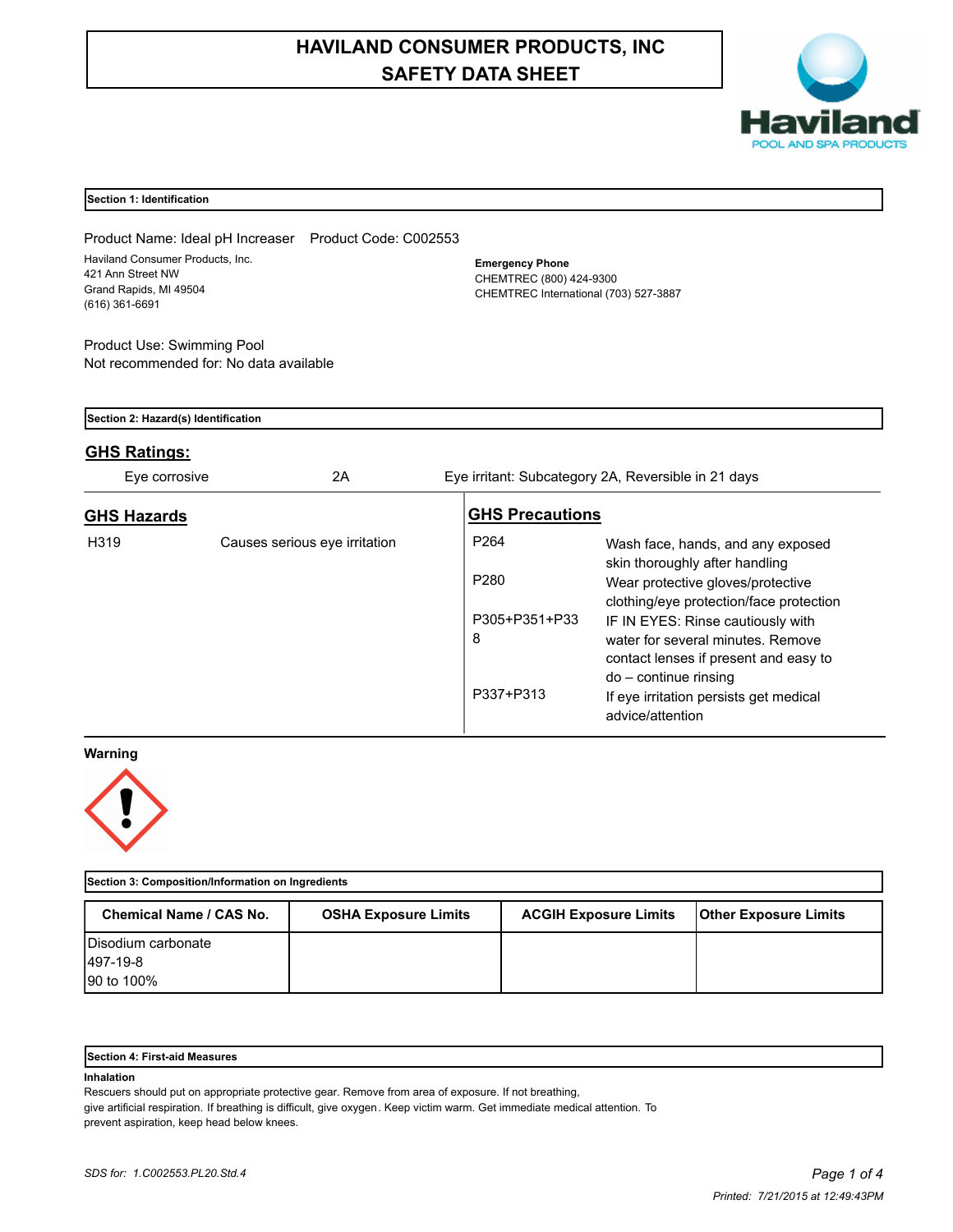# HAVILAND CONSUMER PRODUCTS, INC
# SAFETY DATA SHEET

Haviland
POOL AND SPA PRODUCTS

## Section 1: Identification

Product Name: Ideal pH Increaser    Product Code: C002553

Haviland Consumer Products, Inc.
421 Ann Street NW
Grand Rapids, MI 49504
(616) 361-6691

**Emergency Phone**
CHEMTREC (800) 424-9300
CHEMTREC International (703) 527-3887

Product Use: Swimming Pool
Not recommended for: No data available

## Section 2: Hazard(s) Identification

### GHS Ratings:

| | | |
|---|---|---|
| Eye corrosive | 2A | Eye irritant: Subcategory 2A, Reversible in 21 days |

### GHS Hazards

| | |
|---|---|
| H319 | Causes serious eye irritation |

### GHS Precautions

| | |
|---|---|
| P264 | Wash face, hands, and any exposed skin thoroughly after handling |
| P280 | Wear protective gloves/protective clothing/eye protection/face protection |
| P305+P351+P338 | IF IN EYES: Rinse cautiously with water for several minutes. Remove contact lenses if present and easy to do – continue rinsing |
| P337+P313 | If eye irritation persists get medical advice/attention |

**Warning**

## Section 3: Composition/Information on Ingredients

| Chemical Name / CAS No. | OSHA Exposure Limits | ACGIH Exposure Limits | Other Exposure Limits |
|---|---|---|---|
| Disodium carbonate<br>497-19-8<br>90 to 100% | | | |

## Section 4: First-aid Measures

**Inhalation**

Rescuers should put on appropriate protective gear. Remove from area of exposure. If not breathing, give artificial respiration. If breathing is difficult, give oxygen. Keep victim warm. Get immediate medical attention. To prevent aspiration, keep head below knees.

*SDS for: 1.C002553.PL20.Std.4*

*Printed: 7/21/2015 at 12:49:43PM*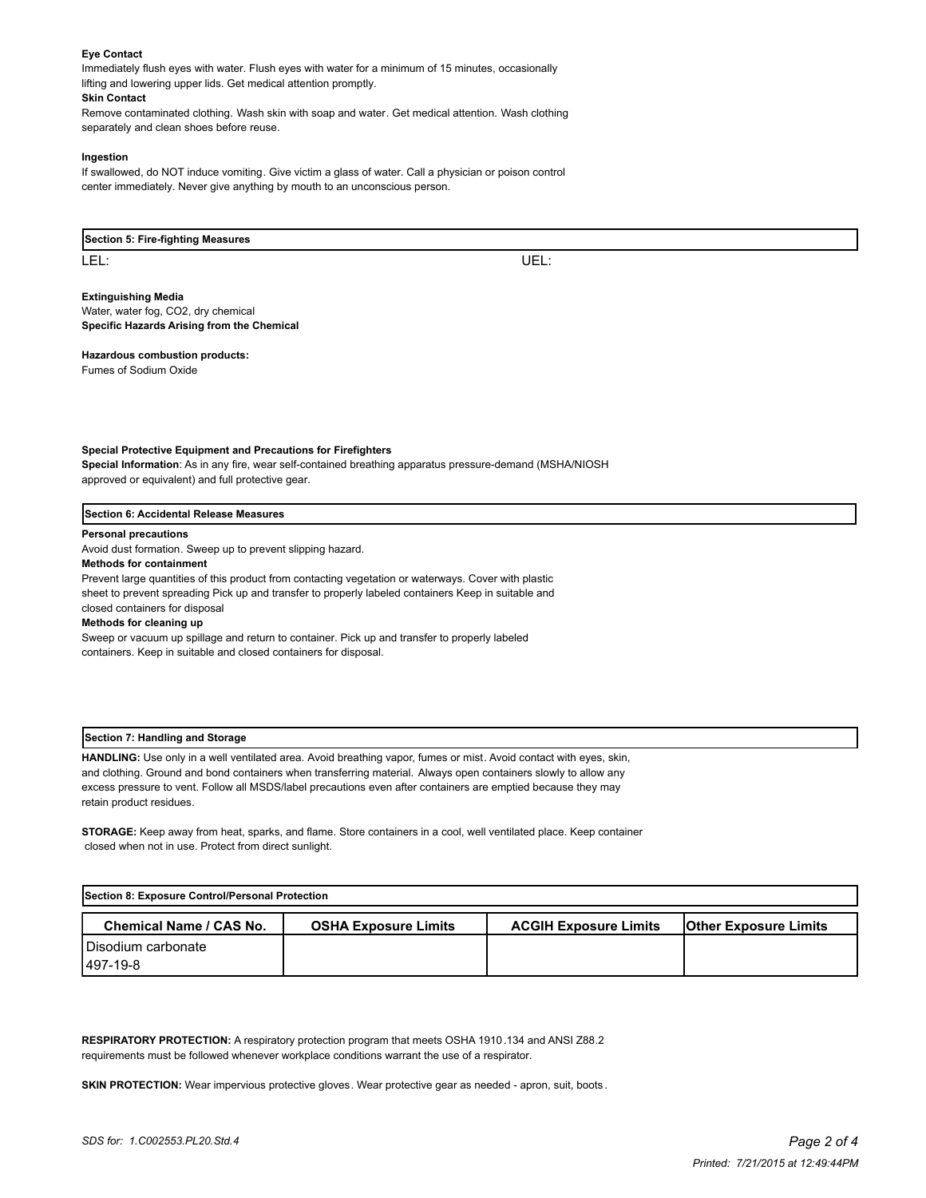**Eye Contact**

Immediately flush eyes with water. Flush eyes with water for a minimum of 15 minutes, occasionally lifting and lowering upper lids. Get medical attention promptly.

**Skin Contact**

Remove contaminated clothing. Wash skin with soap and water. Get medical attention. Wash clothing separately and clean shoes before reuse.

**Ingestion**

If swallowed, do NOT induce vomiting. Give victim a glass of water. Call a physician or poison control center immediately. Never give anything by mouth to an unconscious person.

## Section 5: Fire-fighting Measures

LEL: UEL:

**Extinguishing Media**

Water, water fog, $CO_2$, dry chemical

**Specific Hazards Arising from the Chemical**

**Hazardous combustion products:**

Fumes of Sodium Oxide

**Special Protective Equipment and Precautions for Firefighters**

**Special Information**: As in any fire, wear self-contained breathing apparatus pressure-demand (MSHA/NIOSH approved or equivalent) and full protective gear.

## Section 6: Accidental Release Measures

**Personal precautions**

Avoid dust formation. Sweep up to prevent slipping hazard.

**Methods for containment**

Prevent large quantities of this product from contacting vegetation or waterways. Cover with plastic sheet to prevent spreading Pick up and transfer to properly labeled containers Keep in suitable and closed containers for disposal

**Methods for cleaning up**

Sweep or vacuum up spillage and return to container. Pick up and transfer to properly labeled containers. Keep in suitable and closed containers for disposal.

## Section 7: Handling and Storage

**HANDLING:** Use only in a well ventilated area. Avoid breathing vapor, fumes or mist. Avoid contact with eyes, skin, and clothing. Ground and bond containers when transferring material. Always open containers slowly to allow any excess pressure to vent. Follow all MSDS/label precautions even after containers are emptied because they may retain product residues.

**STORAGE:** Keep away from heat, sparks, and flame. Store containers in a cool, well ventilated place. Keep container closed when not in use. Protect from direct sunlight.

## Section 8: Exposure Control/Personal Protection

| Chemical Name / CAS No. | OSHA Exposure Limits | ACGIH Exposure Limits | Other Exposure Limits |
|---|---|---|---|
| Disodium carbonate 497-19-8 | | | |

**RESPIRATORY PROTECTION:** A respiratory protection program that meets OSHA 1910.134 and ANSI Z88.2 requirements must be followed whenever workplace conditions warrant the use of a respirator.

**SKIN PROTECTION:** Wear impervious protective gloves. Wear protective gear as needed - apron, suit, boots.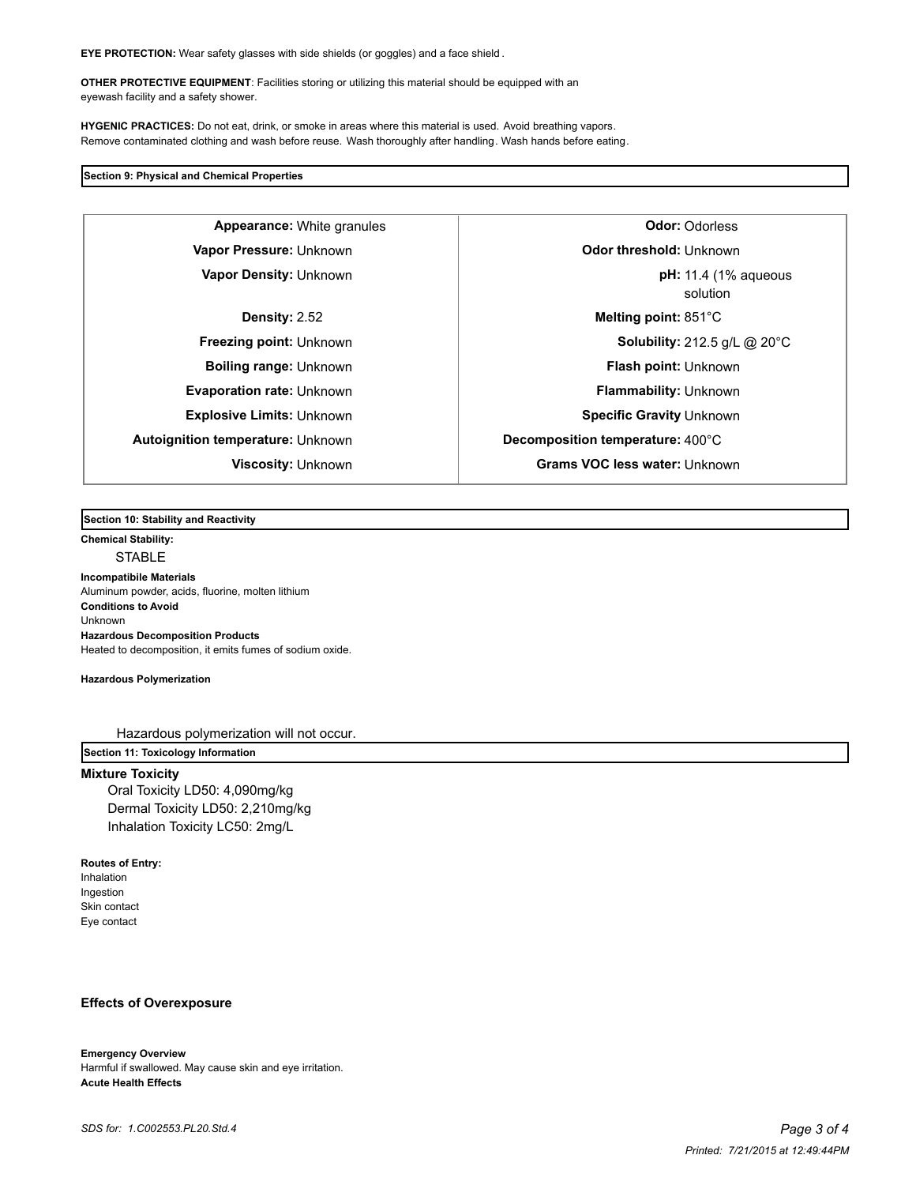**EYE PROTECTION:** Wear safety glasses with side shields (or goggles) and a face shield.

**OTHER PROTECTIVE EQUIPMENT**: Facilities storing or utilizing this material should be equipped with an eyewash facility and a safety shower.

**HYGENIC PRACTICES:** Do not eat, drink, or smoke in areas where this material is used. Avoid breathing vapors. Remove contaminated clothing and wash before reuse. Wash thoroughly after handling. Wash hands before eating.

## Section 9: Physical and Chemical Properties

| | |
|---|---|
| **Appearance:** White granules | **Odor:** Odorless |
| **Vapor Pressure:** Unknown | **Odor threshold:** Unknown |
| **Vapor Density:** Unknown | **pH:** 11.4 (1% aqueous solution |
| **Density:** 2.52 | **Melting point:** 851°C |
| **Freezing point:** Unknown | **Solubility:** 212.5 g/L @ 20°C |
| **Boiling range:** Unknown | **Flash point:** Unknown |
| **Evaporation rate:** Unknown | **Flammability:** Unknown |
| **Explosive Limits:** Unknown | **Specific Gravity** Unknown |
| **Autoignition temperature:** Unknown | **Decomposition temperature:** 400°C |
| **Viscosity:** Unknown | **Grams VOC less water:** Unknown |

## Section 10: Stability and Reactivity

**Chemical Stability:**

STABLE

**Incompatibile Materials**
Aluminum powder, acids, fluorine, molten lithium

**Conditions to Avoid**
Unknown

**Hazardous Decomposition Products**
Heated to decomposition, it emits fumes of sodium oxide.

**Hazardous Polymerization**

Hazardous polymerization will not occur.

## Section 11: Toxicology Information

**Mixture Toxicity**

Oral Toxicity LD50: 4,090mg/kg
Dermal Toxicity LD50: 2,210mg/kg
Inhalation Toxicity LC50: 2mg/L

**Routes of Entry:**
Inhalation
Ingestion
Skin contact
Eye contact

**Effects of Overexposure**

**Emergency Overview**
Harmful if swallowed. May cause skin and eye irritation.

**Acute Health Effects**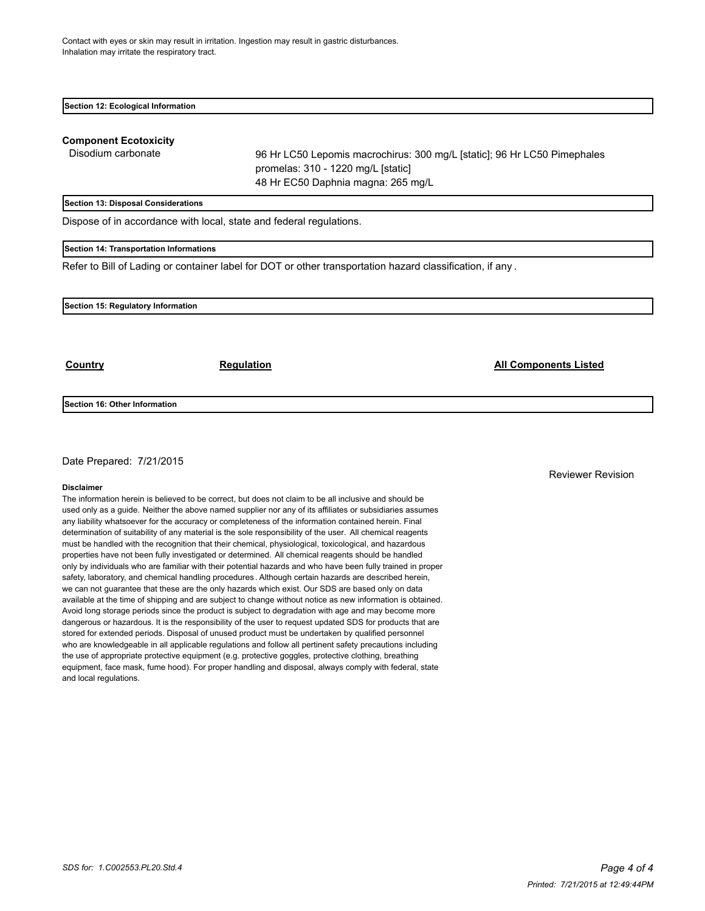Contact with eyes or skin may result in irritation. Ingestion may result in gastric disturbances.
Inhalation may irritate the respiratory tract.

## Section 12: Ecological Information

**Component Ecotoxicity**

| | |
|---|---|
| Disodium carbonate | 96 Hr LC50 Lepomis macrochirus: 300 mg/L [static]; 96 Hr LC50 Pimephales promelas: 310 - 1220 mg/L [static]<br>48 Hr EC50 Daphnia magna: 265 mg/L |

## Section 13: Disposal Considerations

Dispose of in accordance with local, state and federal regulations.

## Section 14: Transportation Informations

Refer to Bill of Lading or container label for DOT or other transportation hazard classification, if any .

## Section 15: Regulatory Information

| Country | Regulation | All Components Listed |
|---|---|---|

## Section 16: Other Information

Date Prepared: 7/21/2015

Reviewer Revision

**Disclaimer**

The information herein is believed to be correct, but does not claim to be all inclusive and should be used only as a guide. Neither the above named supplier nor any of its affiliates or subsidiaries assumes any liability whatsoever for the accuracy or completeness of the information contained herein. Final determination of suitability of any material is the sole responsibility of the user. All chemical reagents must be handled with the recognition that their chemical, physiological, toxicological, and hazardous properties have not been fully investigated or determined. All chemical reagents should be handled only by individuals who are familiar with their potential hazards and who have been fully trained in proper safety, laboratory, and chemical handling procedures . Although certain hazards are described herein, we can not guarantee that these are the only hazards which exist. Our SDS are based only on data available at the time of shipping and are subject to change without notice as new information is obtained. Avoid long storage periods since the product is subject to degradation with age and may become more dangerous or hazardous. It is the responsibility of the user to request updated SDS for products that are stored for extended periods. Disposal of unused product must be undertaken by qualified personnel who are knowledgeable in all applicable regulations and follow all pertinent safety precautions including the use of appropriate protective equipment (e.g. protective goggles, protective clothing, breathing equipment, face mask, fume hood). For proper handling and disposal, always comply with federal, state and local regulations.